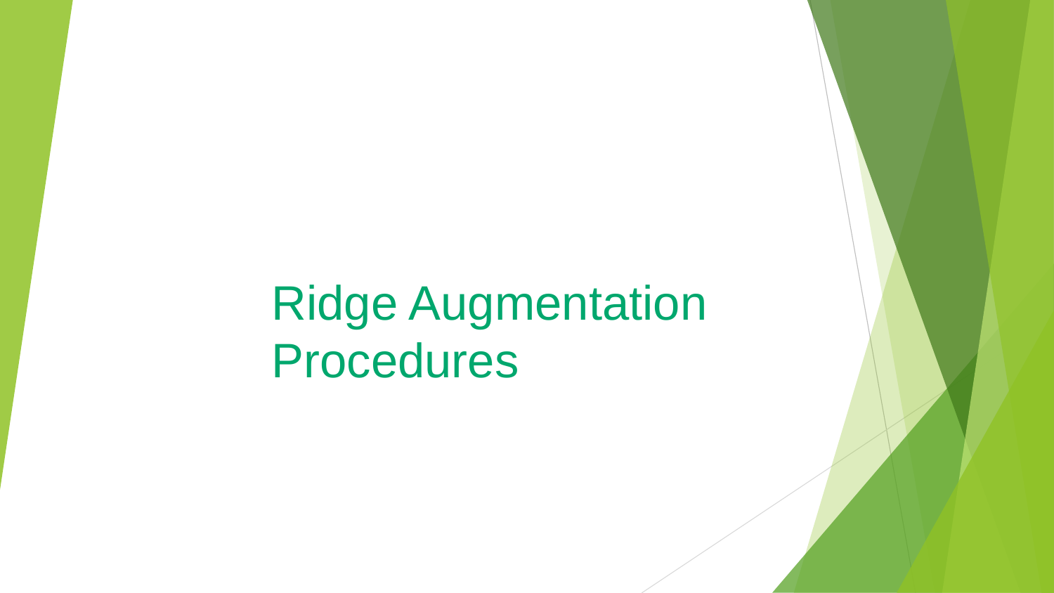# Ridge Augmentation Procedures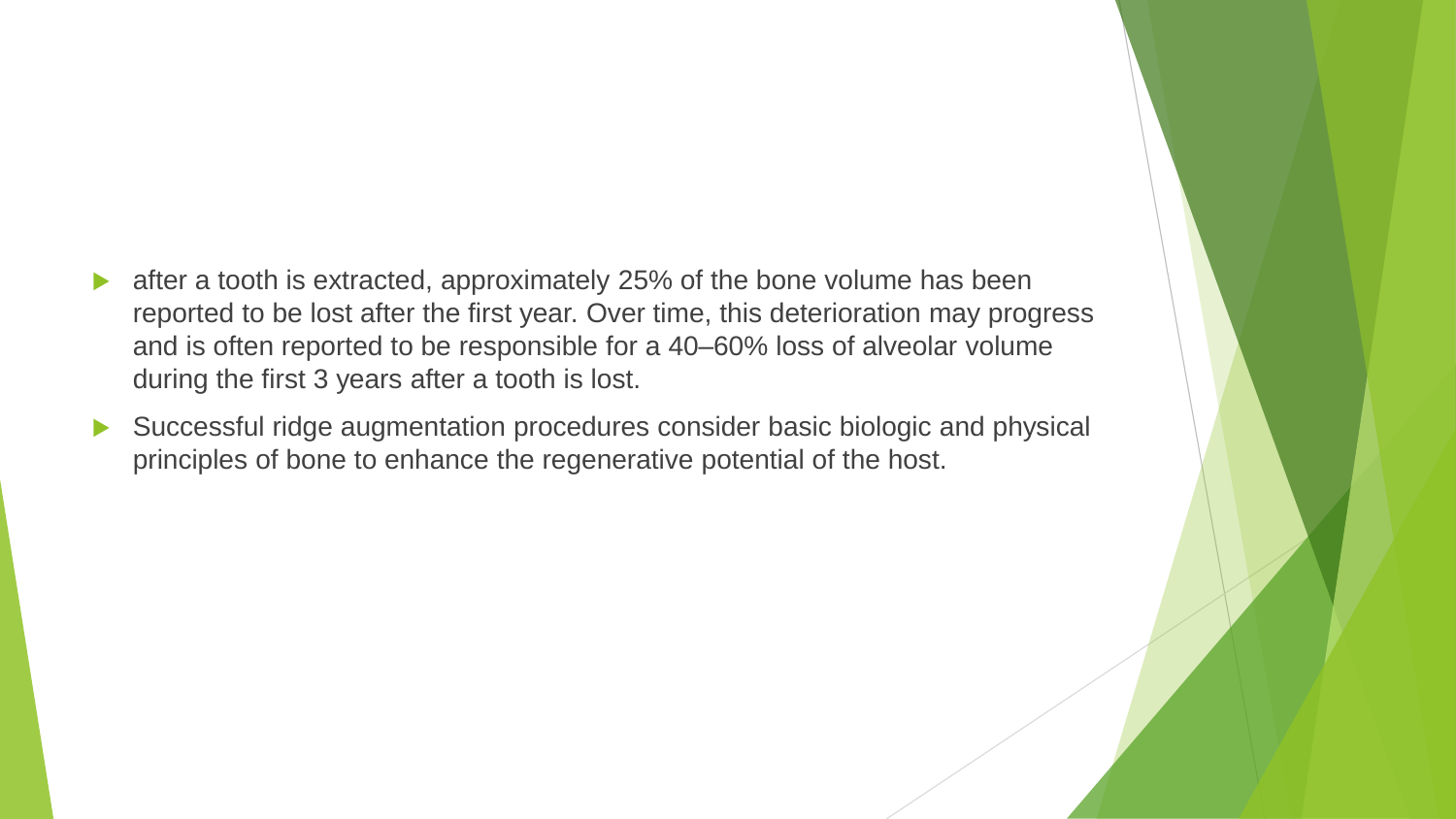- after a tooth is extracted, approximately 25% of the bone volume has been reported to be lost after the first year. Over time, this deterioration may progress and is often reported to be responsible for a 40–60% loss of alveolar volume during the first 3 years after a tooth is lost.
- Successful ridge augmentation procedures consider basic biologic and physical principles of bone to enhance the regenerative potential of the host.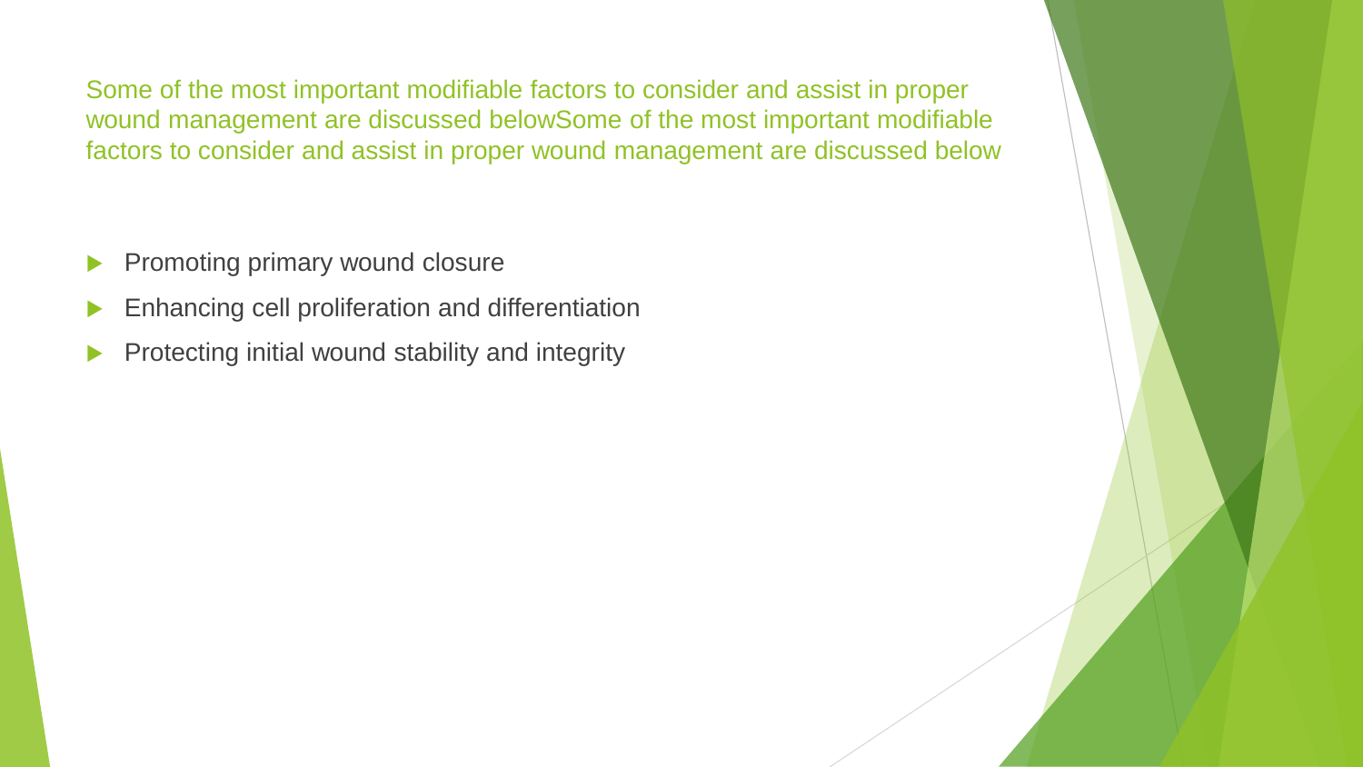## Some of the most important modifiable factors to consider and assist in proper wound management are discussed belowSome of the most important modifiable factors to consider and assist in proper wound management are discussed below

- Promoting primary wound closure
- Enhancing cell proliferation and differentiation
- Protecting initial wound stability and integrity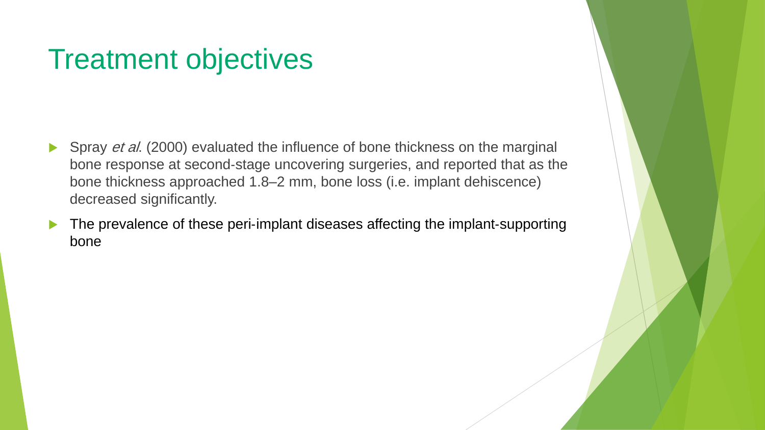# Treatment objectives

- Spray *et al*. (2000) evaluated the influence of bone thickness on the marginal bone response at second-stage uncovering surgeries, and reported that as the bone thickness approached 1.8–2 mm, bone loss (i.e. implant dehiscence) decreased significantly.
- The prevalence of these peri-implant diseases affecting the implant-supporting bone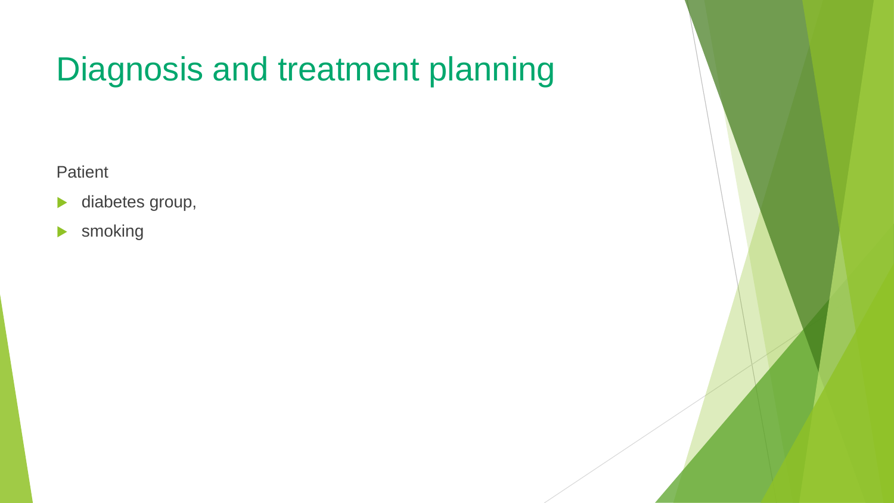# Diagnosis and treatment planning

Patient

- diabetes group,
- smoking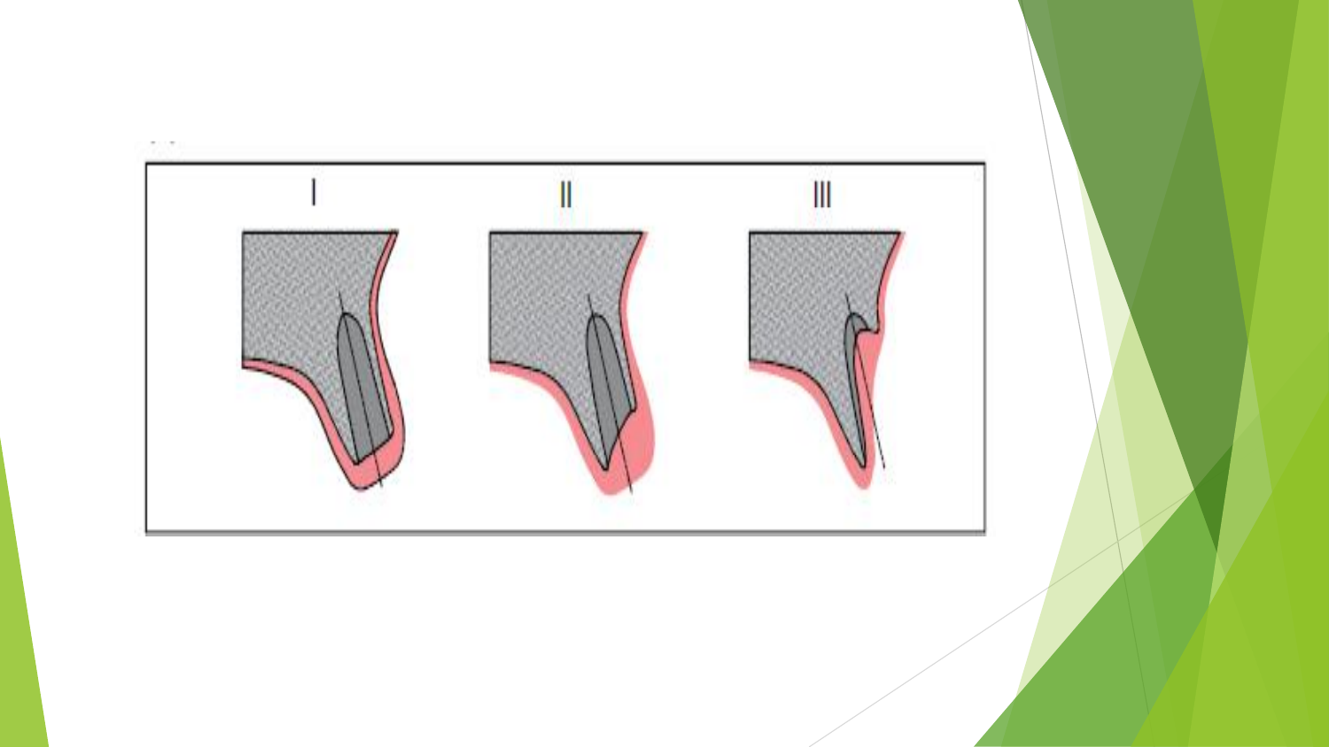I

II

III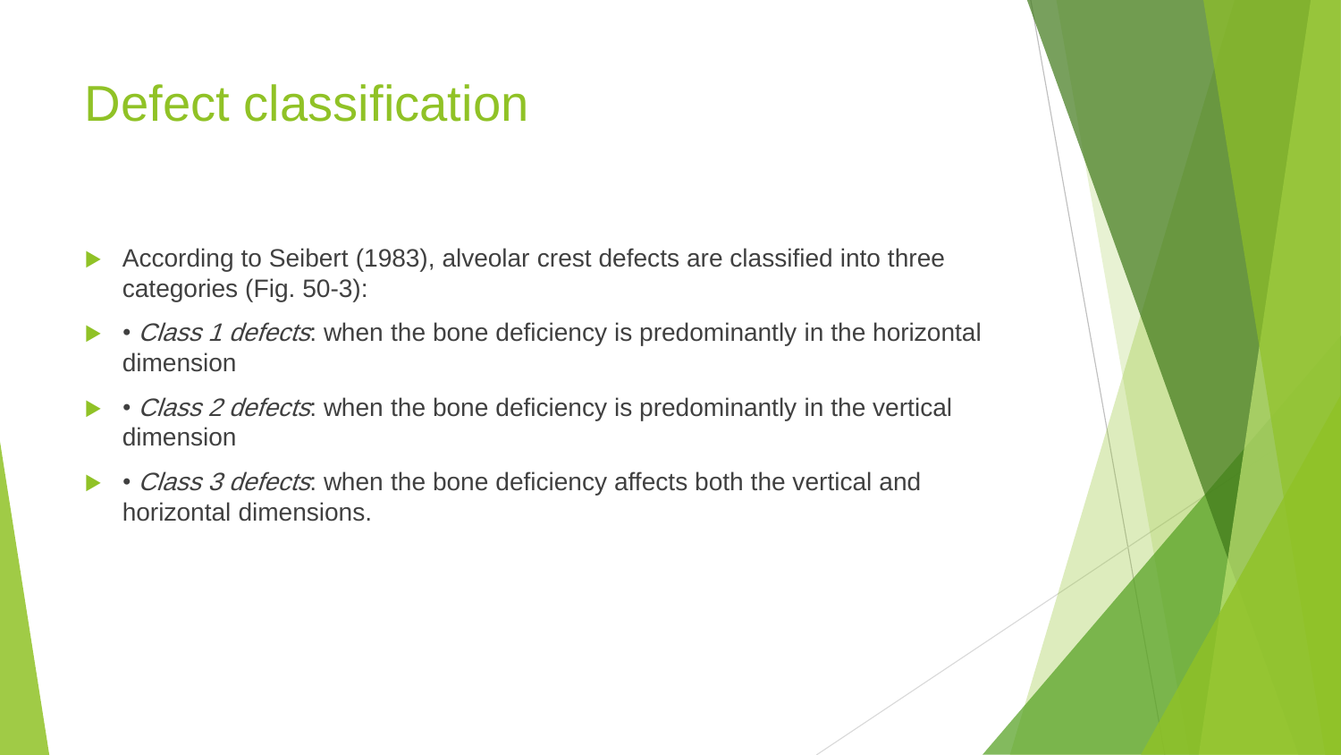# Defect classification

- According to Seibert (1983), alveolar crest defects are classified into three categories (Fig. 50-3):
- • *Class 1 defects*: when the bone deficiency is predominantly in the horizontal dimension
- • *Class 2 defects*: when the bone deficiency is predominantly in the vertical dimension
- • *Class 3 defects*: when the bone deficiency affects both the vertical and horizontal dimensions.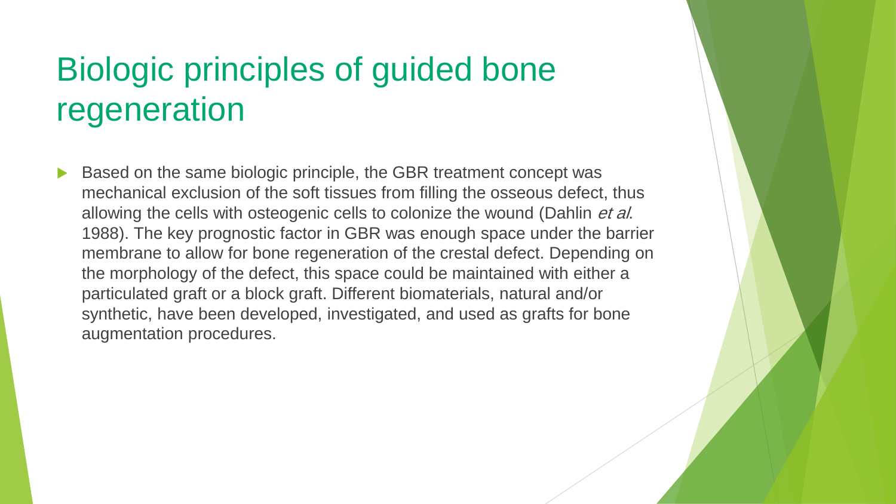# Biologic principles of guided bone regeneration

- Based on the same biologic principle, the GBR treatment concept was mechanical exclusion of the soft tissues from filling the osseous defect, thus allowing the cells with osteogenic cells to colonize the wound (Dahlin *et al.* 1988). The key prognostic factor in GBR was enough space under the barrier membrane to allow for bone regeneration of the crestal defect. Depending on the morphology of the defect, this space could be maintained with either a particulated graft or a block graft. Different biomaterials, natural and/or synthetic, have been developed, investigated, and used as grafts for bone augmentation procedures.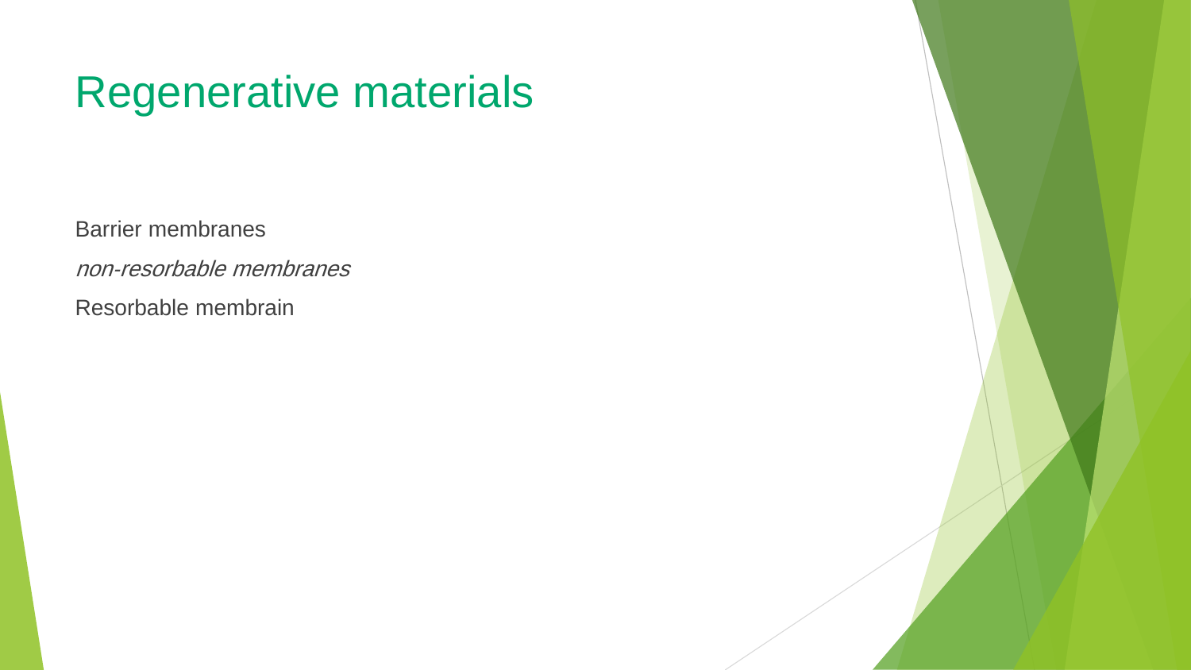# Regenerative materials

Barrier membranes

*non-resorbable membranes*

Resorbable membrain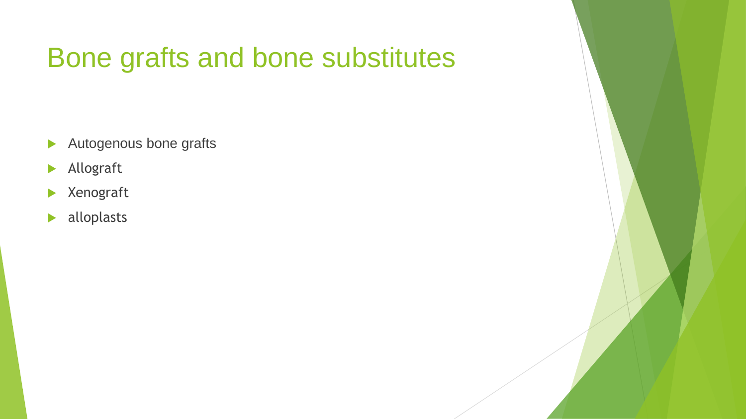# Bone grafts and bone substitutes

- Autogenous bone grafts
- Allograft
- Xenograft
- alloplasts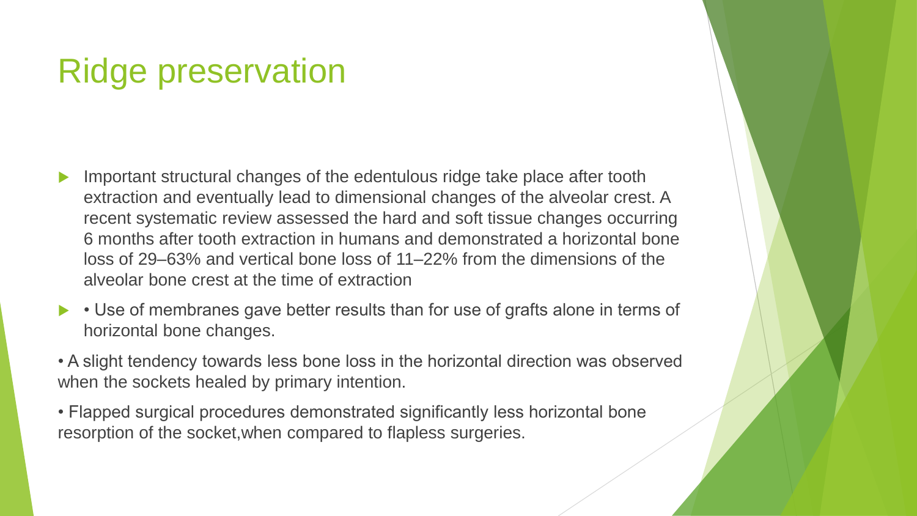# Ridge preservation

- Important structural changes of the edentulous ridge take place after tooth extraction and eventually lead to dimensional changes of the alveolar crest. A recent systematic review assessed the hard and soft tissue changes occurring 6 months after tooth extraction in humans and demonstrated a horizontal bone loss of 29–63% and vertical bone loss of 11–22% from the dimensions of the alveolar bone crest at the time of extraction
- • Use of membranes gave better results than for use of grafts alone in terms of horizontal bone changes.

• A slight tendency towards less bone loss in the horizontal direction was observed when the sockets healed by primary intention.

• Flapped surgical procedures demonstrated significantly less horizontal bone resorption of the socket,when compared to flapless surgeries.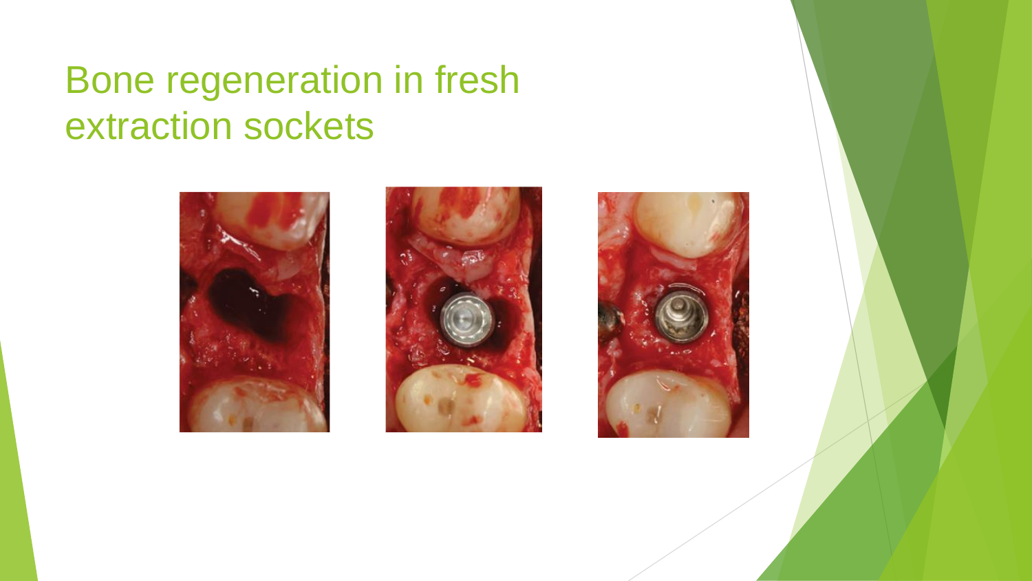# Bone regeneration in fresh extraction sockets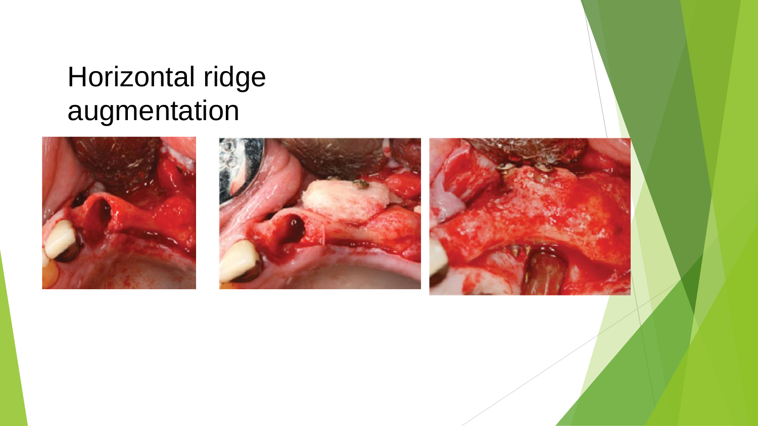# Horizontal ridge augmentation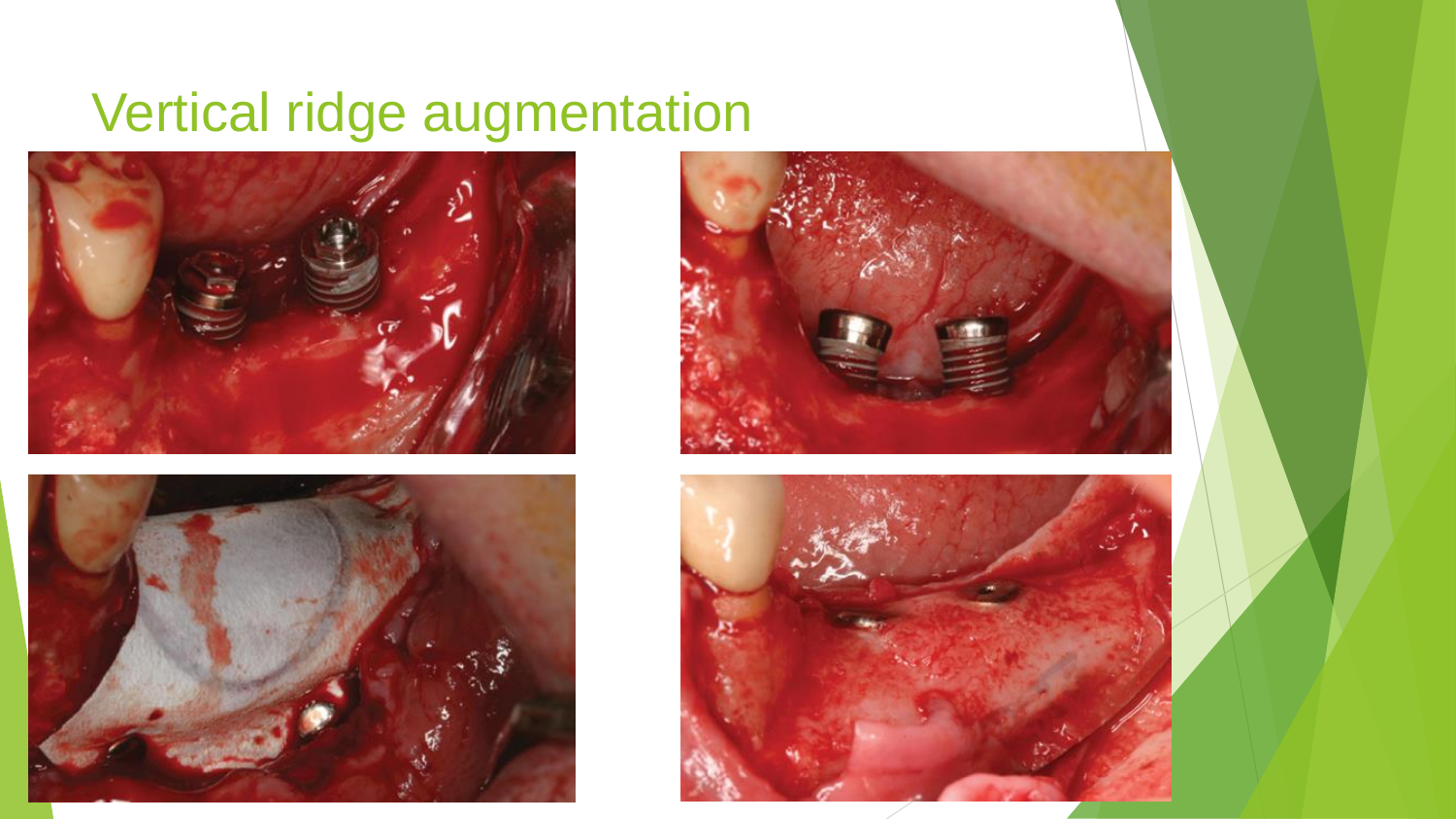# Vertical ridge augmentation